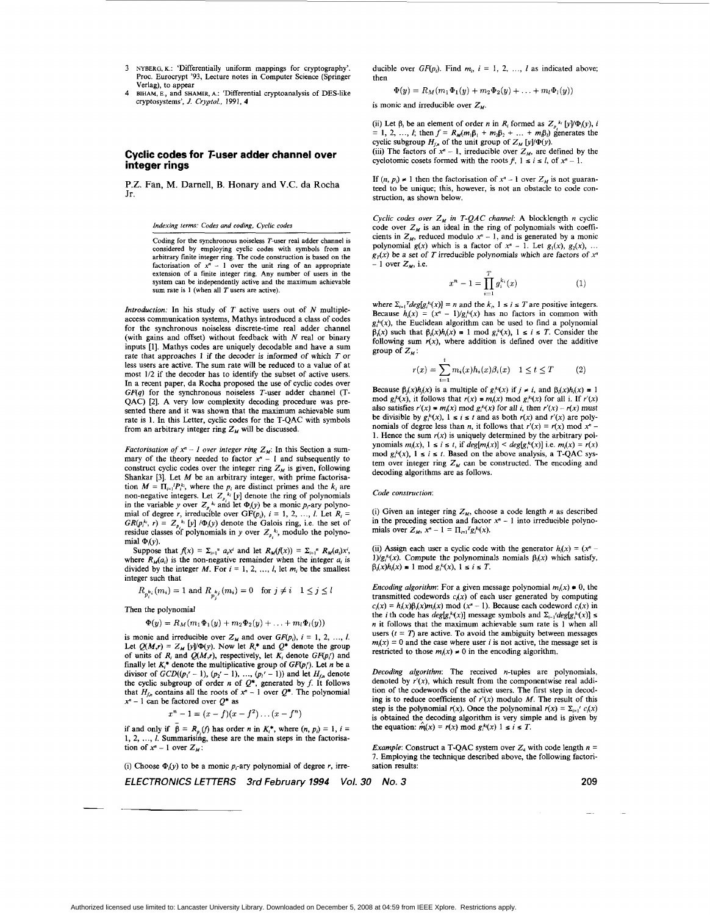3 NYBERG, K.: 'Differentially uniform mappings for cryptography'. Proc. Eurocrypt '93, Lecture notes in Computer Science (Springer Verlag), to appear

4 BIHAM, E., and SHAMIR, A.: 'Differential cryptoanalysis of DES-like cryptosystems', *J. Cryptol.*, 1991, **4**

## Cyclic codes for T-user adder channel over integer rings

P.Z. Fan, M. Darnell, B. Honary and V.C. da Rocha Jr.

*Indexing terms: Codes and coding, Cyclic codes*

Coding for the synchronous noiseless $T$-user real adder channel is considered by employing cyclic codes with symbols from an arbitrary finite integer ring. The code construction is based on the factorisation of $x^n - 1$ over the unit ring of an appropriate extension of a finite integer ring. Any number of users in the system can be independently active and the maximum achievable sum rate is 1 (when all $T$ users are active).

*Introduction:* In his study of $T$ active users out of $N$ multiple-access communication systems, Mathys introduced a class of codes for the synchronous noiseless discrete-time real adder channel (with gains and offset) without feedback with $N$ real or binary inputs [1]. Mathys codes are uniquely decodable and have a sum rate that approaches 1 if the decoder is informed of which $T$ or less users are active. The sum rate will be reduced to a value of at most 1/2 if the decoder has to identify the subset of active users. In a recent paper, da Rocha proposed the use of cyclic codes over $GF(q)$ for the synchronous noiseless $T$-user adder channel (T-QAC) [2]. A very low complexity decoding procedure was presented there and it was shown that the maximum achievable sum rate is 1. In this Letter, cyclic codes for the T-QAC with symbols from an arbitrary integer ring $Z_M$ will be discussed.

*Factorisation of $x^n - 1$ over integer ring $Z_M$:* In this Section a summary of the theory needed to factor $x^n - 1$ and subsequently to construct cyclic codes over the integer ring $Z_M$ is given, following Shankar [3]. Let $M$ be an arbitrary integer, with prime factorisation $M = \Pi_{i=1}^{l} P_i^{k_i}$, where the $p_i$ are distinct primes and the $k_i$ are non-negative integers. Let $Z_{p_i^{k_i}}[y]$ denote the ring of polynomials in the variable $y$ over $Z_{p_i^{k_i}}$ and let $\Phi_i(y)$ be a monic $p_i$-ary polynomial of degree $r$, irreducible over $GF(p_i)$, $i = 1, 2, \ldots, l$. Let $R_i = GR(p_i^{k_i}, r) = Z_{p_i^{k_i}}[y]/\Phi_i(y)$ denote the Galois ring, i.e. the set of residue classes of polynomials in $y$ over $Z_{p_i^{k_i}}$, modulo the polynomial $\Phi_i(y)$.

Suppose that $f(x) = \Sigma_{i=1}^{n} a_i x^i$ and let $R_M(f(x)) = \Sigma_{i=1}^{n} R_M(a_i)x^i$, where $R_M(a_i)$ is the non-negative remainder when the integer $a_i$ is divided by the integer $M$. For $i = 1, 2, \ldots, l$, let $m_i$ be the smallest integer such that

$$R_{p_i^{k_i}}(m_i) = 1 \text{ and } R_{p_j^{k_j}}(m_i) = 0 \quad \text{for } j \neq i \quad 1 \leq j \leq l$$

Then the polynomial

$$\Phi(y) = R_M(m_1\Phi_1(y) + m_2\Phi_2(y) + \ldots + m_l\Phi_l(y))$$

is monic and irreducible over $Z_M$ and over $GF(p_i)$, $i = 1, 2, \ldots, l$. Let $Q(M,r) = Z_M[y]/\Phi(y)$. Now let $R_i^*$ and $Q^*$ denote the group of units of $R_i$ and $Q(M,r)$, respectively, let $K_i$ denote $GF(p_i^r)$ and finally let $K_i^*$ denote the multiplicative group of $GF(p_i^r)$. Let $n$ be a divisor of $GCD((p_1^r - 1), (p_2^r - 1), \ldots, (p_l^r - 1))$ and let $H_{f,n}$ denote the cyclic subgroup of order $n$ of $Q^*$, generated by $f$. It follows that $H_{f,n}$ contains all the roots of $x^n - 1$ over $Q^*$. The polynomial $x^n - 1$ can be factored over $Q^*$ as

$$x^n - 1 = (x - f)(x - f^2)\ldots(x - f^n)$$

if and only if $\bar{\beta} = R_{p_i}(f)$ has order $n$ in $K_i^*$, where $(n, p_i) = 1$, $i = 1, 2, \ldots, l$. Summarising, these are the main steps in the factorisation of $x^n - 1$ over $Z_M$:

(i) Choose $\Phi_i(y)$ to be a monic $p_i$-ary polynomial of degree $r$, irreducible over $GF(p_i)$. Find $m_i$, $i = 1, 2, \ldots, l$ as indicated above; then

$$\Phi(y) = R_M(m_1\Phi_1(y) + m_2\Phi_2(y) + \ldots + m_l\Phi_l(y))$$

is monic and irreducible over $Z_M$.

(ii) Let $\beta_i$ be an element of order $n$ in $R_i$ formed as $Z_{p_i^{k_i}}[y]/\Phi_i(y)$, $i = 1, 2, \ldots, l$; then $f = R_M(m_1\beta_1 + m_2\beta_2 + \ldots + m_l\beta_l)$ generates the cyclic subgroup $H_{f,n}$ of the unit group of $Z_M[y]/\Phi(y)$.

(iii) The factors of $x^n - 1$, irreducible over $Z_M$, are defined by the cyclotomic cosets formed with the roots $f^i$, $1 \leq i \leq l$, of $x^n - 1$.

If $(n, p_i) \neq 1$ then the factorisation of $x^n - 1$ over $Z_M$ is not guaranteed to be unique; this, however, is not an obstacle to code construction, as shown below.

*Cyclic codes over $Z_M$ in T-QAC channel:* A blocklength $n$ cyclic code over $Z_M$ is an ideal in the ring of polynomials with coefficients in $Z_M$, reduced modulo $x^n - 1$, and is generated by a monic polynomial $g(x)$ which is a factor of $x^n - 1$. Let $g_1(x)$, $g_2(x)$, $\ldots$ $g_T(x)$ be a set of $T$ irreducible polynomials which are factors of $x^n - 1$ over $Z_M$, i.e.

$$x^n - 1 = \prod_{i=1}^{T} g_i^{k_i}(x) \qquad (1)$$

where $\Sigma_{i=1}^{T} deg[g_i^{k_i}(x)] = n$ and the $k_i$, $1 \leq i \leq T$ are positive integers. Because $h_i(x) = (x^n - 1)/g_i^{k_i}(x)$ has no factors in common with $g_i^{k_i}(x)$, the Euclidean algorithm can be used to find a polynomial $\beta_i(x)$ such that $\beta_i(x)h_i(x) \equiv 1 \bmod g_i^{k_i}(x)$, $1 \leq i \leq T$. Consider the following sum $r(x)$, where addition is defined over the additive group of $Z_M$:

$$r(x) = \sum_{i=1}^{t} m_i(x)h_i(x)\beta_i(x) \quad 1 \leq t \leq T \qquad (2)$$

Because $\beta_j(x)h_j(x)$ is a multiple of $g_i^{k_i}(x)$ if $j \neq i$, and $\beta_i(x)h_i(x) \equiv 1 \bmod g_i^{k_i}(x)$, it follows that $r(x) \equiv m_i(x) \bmod g_i^{k_i}(x)$ for all i. If $r'(x)$ also satisfies $r'(x) \equiv m_i(x) \bmod g_i^{k_i}(x)$ for all $i$, then $r'(x) - r(x)$ must be divisible by $g_i^{k_i}(x)$, $1 \leq i \leq t$ and as both $r(x)$ and $r'(x)$ are polynomials of degree less than $n$, it follows that $r'(x) = r(x) \bmod x^n - 1$. Hence the sum $r(x)$ is uniquely determined by the arbitrary polynomials $m_i(x)$, $1 \leq i \leq t$, if $deg[m_i(x)] < deg[g_i^{k_i}(x)]$ i.e. $m_i(x) = r(x) \bmod g_i^{k_i}(x)$, $1 \leq i \leq t$. Based on the above analysis, a T-QAC system over integer ring $Z_M$ can be constructed. The encoding and decoding algorithms are as follows.

*Code construction*:

(i) Given an integer ring $Z_M$, choose a code length $n$ as described in the preceding section and factor $x^n - 1$ into irreducible polynomials over $Z_M$, $x^n - 1 = \Pi_{i=1}^{T} g_i^{k_i}(x)$.

(ii) Assign each user a cyclic code with the generator $h_i(x) = (x^n - 1)/g_i^{k_i}(x)$. Compute the polynominals nomials $\beta_i(x)$ which satisfy, $\beta_i(x)h_i(x) \equiv 1 \bmod g_i^{k_i}(x)$, $1 \leq i \leq T$.

*Encoding algorithm*: For a given message polynomial $m_i(x) \neq 0$, the transmitted codewords $c_i(x)$ of each user generated by computing $c_i(x) = h_i(x)\beta_i(x)m_i(x) \bmod (x^n - 1)$. Because each codeword $c_i(x)$ in the $i$ th code has $deg[g_i^{k_i}(x)]$ message symbols and $\Sigma_{i=1}^{t} deg[g_i^{k_i}(x)] \leq n$ it follows that the maximum achievable sum rate is 1 when all users ($t = T$) are active. To avoid the ambiguity between messages $m_i(x) = 0$ and the case where user $i$ is not active, the message set is restricted to those $m_i(x) \neq 0$ in the encoding algorithm.

*Decoding algorithm*: The received $n$-tuples are polynomials, denoted by $r'(x)$, which result from the componentwise real addition of the codewords of the active users. The first step in decoding is to reduce coefficients of $r'(x)$ modulo $M$. The result of this step is the polynomial $r(x)$. Once the polynominal $r(x) = \Sigma_{i=1}^{t} c_i(x)$ is obtained the decoding algorithm is very simple and is given by the equation: $\hat{m}_i(x) = r(x) \bmod g_i^{k_i}(x)$ $1 \leq i \leq T$.

*Example*: Construct a T-QAC system over $Z_4$ with code length $n = 7$. Employing the technique described above, the following factorisation results: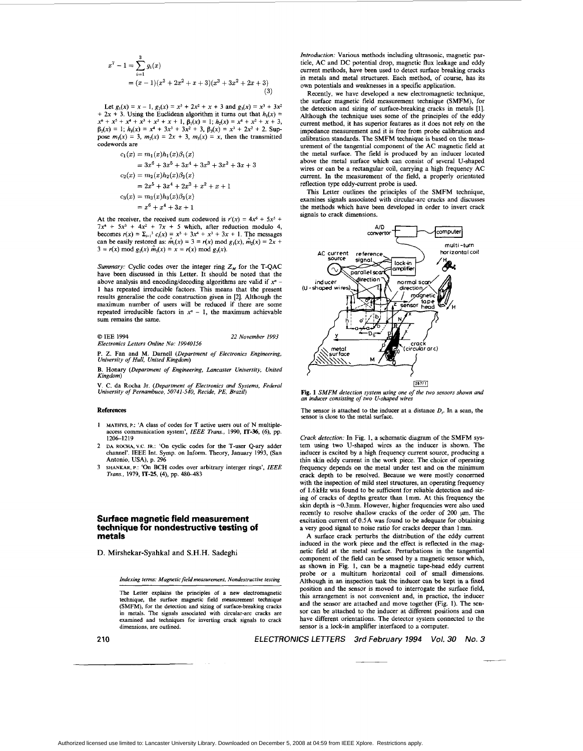$$x^7 - 1 = \sum_{i=1}^{3} g_i(x)$$
$$= (x-1)(x^3 + 2x^2 + x + 3)(x^3 + 3x^2 + 2x + 3) \quad (3)$$

Let $g_1(x) = x - 1$, $g_2(x) = x^3 + 2x^2 + x + 3$ and $g_3(x) = x^3 + 3x^2 + 2x + 3$. Using the Euclidean algorithm it turns out that $h_1(x) = x^6 + x^5 + x^4 + x^3 + x^2 + x + 1$, $\beta_1(x) = 1$; $h_2(x) = x^4 + x^2 + x + 3$, $\beta_2(x) = 1$; $h_3(x) = x^4 + 3x^3 + 3x^2 + 3$, $\beta_3(x) = x^3 + 2x^2 + 2$. Suppose $m_1(x) = 3$, $m_2(x) = 2x + 3$, $m_3(x) = x$, then the transmitted codewords are

$$c_1(x) = m_1(x)h_1(x)\beta_1(x)$$
$$= 3x^6 + 3x^5 + 3x^4 + 3x^3 + 3x^2 + 3x + 3$$
$$c_2(x) = m_2(x)h_2(x)\beta_2(x)$$
$$= 2x^5 + 3x^4 + 2x^3 + x^2 + x + 1$$
$$c_3(x) = m_3(x)h_3(x)\beta_3(x)$$
$$= x^6 + x^4 + 3x + 1$$

At the receiver, the received sum codeword is $r'(x) = 4x^6 + 5x^5 + 7x^4 + 5x^3 + 4x^2 + 7x + 5$ which, after reduction modulo 4, becomes $r(x) = \Sigma_{i=1}^{3} c_i(x) = x^5 + 3x^4 + x^3 + 3x + 1$. The messages can be easily restored as: $\hat{m}_1(x) = 3 = r(x) \bmod g_1(x)$, $\hat{m}_2(x) = 2x + 3 = r(x) \bmod g_2(x)$ $\hat{m}_3(x) = x = r(x) \bmod g_3(x)$.

*Summary:* Cyclic codes over the integer ring $Z_M$ for the T-QAC have been discussed in this Letter. It should be noted that the above analysis and encoding/decoding algorithms are valid if $x^n - 1$ has repeated irreducible factors. This means that the present results generalise the code construction given in [2]. Although the maximum number of users will be reduced if there are some repeated irreducible factors in $x^n - 1$, the maximum achievable sum remains the same.

© IEE 1994 — 22 November 1993

*Electronics Letters Online No: 19940156*

P. Z. Fan and M. Darnell (*Department of Electronics Engineering, University of Hull, United Kingdom*)

B. Honary (*Department of Engineering, Lancaster University, United Kingdom*)

V. C. da Rocha Jr. (*Department of Electronics and Systems, Federal University of Pernambuco, 50741-540, Recide, PE, Brazil*)

### References

1. MATHYS, P.: 'A class of codes for T active users out of N multiple-access communication system', *IEEE Trans.*, 1990, **IT-36**, (6), pp. 1206–1219
2. DA ROCHA, V.C. JR.: 'On cyclic codes for the T-user Q-ary adder channel'. IEEE Int. Symp. on Inform. Theory, January 1993, (San Antonio, USA), p. 296
3. SHANKAR, P.: 'On BCH codes over arbitrary interger rings', *IEEE Trans.*, 1979, **IT-25**, (4), pp. 480–483

## Surface magnetic field measurement technique for nondestructive testing of metals

D. Mirshekar-Syahkal and S.H.H. Sadeghi

*Indexing terms: Magnetic field measurement, Nondestructive testing*

The Letter explains the principles of a new electromagnetic technique, the surface magnetic field measurement technique (SMFM), for the detection and sizing of surface-breaking cracks in metals. The signals associated with circular-arc cracks are examined and techniques for inverting crack signals to crack dimensions, are outlined.

*Introduction:* Various methods including ultrasonic, magnetic particle, AC and DC potential drop, magnetic flux leakage and eddy current methods, have been used to detect surface breaking cracks in metals and metal structures. Each method, of course, has its own potentials and weaknesses in a specific application.

Recently, we have developed a new electromagnetic technique, the surface magnetic field measurement technique (SMFM), for the detection and sizing of surface-breaking cracks in metals [1]. Although the technique uses some of the principles of the eddy current method, it has superior features as it does not rely on the impedance measurement and it is free from probe calibration and calibration standards. The SMFM technique is based on the measurement of the tangential component of the AC magnetic field at the metal surface. The field is produced by an inducer located above the metal surface which can consist of several U-shaped wires or can be a rectangular coil, carrying a high frequency AC current. In the measurement of the field, a properly orientated reflection type eddy-current probe is used.

This Letter outlines the principles of the SMFM technique, examines signals associated with circular-arc cracks and discusses the methods which have been developed in order to invert crack signals to crack dimensions.

A/D convertor
computer
multi-turn horizontal coil
AC current source
reference signal
lock-in amplifier
parallel scan direction
inducer (U-shaped wires)
normal scan direction
magnetic tape sensor head
metal surface
crack (circular arc)

Fig. 1 *SMFM detection system using one of the two sensors shown and an inducer consisting of two U-shaped wires*

The sensor is attached to the inducer at a distance $D_s$. In a scan, the sensor is close to the metal surface.

*Crack detection:* In Fig. 1, a schematic diagram of the SMFM system using two U-shaped wires as the inducer is shown. The inducer is excited by a high frequency current source, producing a thin skin eddy current in the work piece. The choice of operating frequency depends on the metal under test and on the minimum crack depth to be resolved. Because we were mostly concerned with the inspection of mild steel structures, an operating frequency of 1.6kHz was found to be sufficient for reliable detection and sizing of cracks of depths greater than 1mm. At this frequency the skin depth is ~0.3mm. However, higher frequencies were also used recently to resolve shallow cracks of the order of 200 µm. The excitation current of 0.5A was found to be adequate for obtaining a very good signal to noise ratio for cracks deeper than 1mm.

A surface crack perturbs the distribution of the eddy current induced in the work piece and the effect is reflected in the magnetic field at the metal surface. Perturbations in the tangential component of the field can be sensed by a magnetic sensor which, as shown in Fig. 1, can be a magnetic tape-head eddy current probe or a multiturn horizontal coil of small dimensions. Although in an inspection task the inducer can be kept in a fixed position and the sensor is moved to interrogate the surface field, this arrangement is not convenient and, in practice, the inducer and the sensor are attached and move together (Fig. 1). The sensor can be attached to the inducer at different positions and can have different orientations. The detector system connected to the sensor is a lock-in amplifier interfaced to a computer.